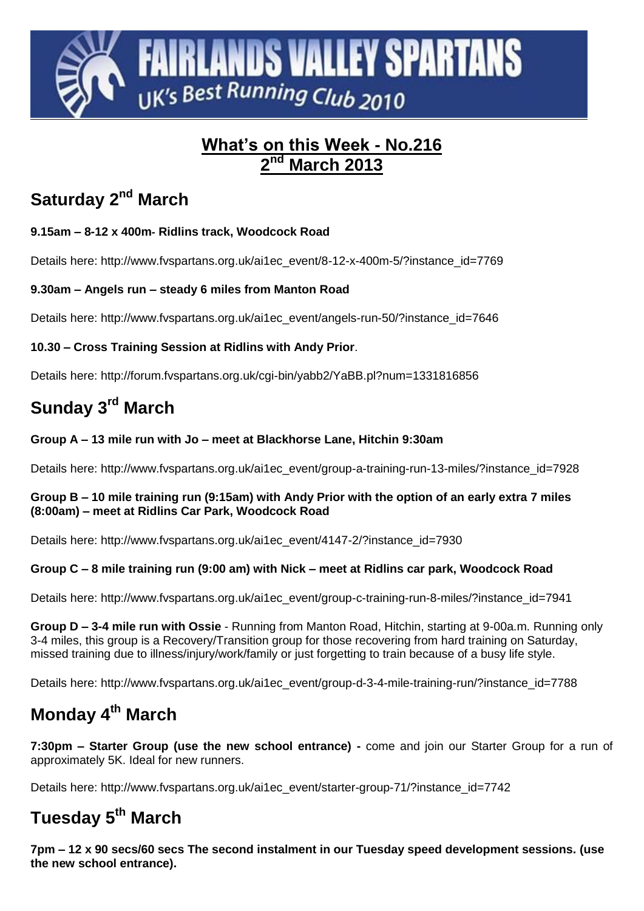# FAIRLANDS VALLEY SPARTANS

UK's Best Running Club 2010

## What's on this Week - No.216
## 2nd March 2013

## Saturday 2nd March

**9.15am – 8-12 x 400m- Ridlins track, Woodcock Road**

Details here: http://www.fvspartans.org.uk/ai1ec_event/8-12-x-400m-5/?instance_id=7769

**9.30am – Angels run – steady 6 miles from Manton Road**

Details here: http://www.fvspartans.org.uk/ai1ec_event/angels-run-50/?instance_id=7646

**10.30 – Cross Training Session at Ridlins with Andy Prior**.

Details here: http://forum.fvspartans.org.uk/cgi-bin/yabb2/YaBB.pl?num=1331816856

## Sunday 3rd March

**Group A – 13 mile run with Jo – meet at Blackhorse Lane, Hitchin 9:30am**

Details here: http://www.fvspartans.org.uk/ai1ec_event/group-a-training-run-13-miles/?instance_id=7928

**Group B – 10 mile training run (9:15am) with Andy Prior with the option of an early extra 7 miles (8:00am) – meet at Ridlins Car Park, Woodcock Road**

Details here: http://www.fvspartans.org.uk/ai1ec_event/4147-2/?instance_id=7930

**Group C – 8 mile training run (9:00 am) with Nick – meet at Ridlins car park, Woodcock Road**

Details here: http://www.fvspartans.org.uk/ai1ec_event/group-c-training-run-8-miles/?instance_id=7941

**Group D – 3-4 mile run with Ossie** - Running from Manton Road, Hitchin, starting at 9-00a.m. Running only 3-4 miles, this group is a Recovery/Transition group for those recovering from hard training on Saturday, missed training due to illness/injury/work/family or just forgetting to train because of a busy life style.

Details here: http://www.fvspartans.org.uk/ai1ec_event/group-d-3-4-mile-training-run/?instance_id=7788

## Monday 4th March

**7:30pm – Starter Group (use the new school entrance) -** come and join our Starter Group for a run of approximately 5K. Ideal for new runners.

Details here: http://www.fvspartans.org.uk/ai1ec_event/starter-group-71/?instance_id=7742

## Tuesday 5th March

**7pm – 12 x 90 secs/60 secs The second instalment in our Tuesday speed development sessions. (use the new school entrance).**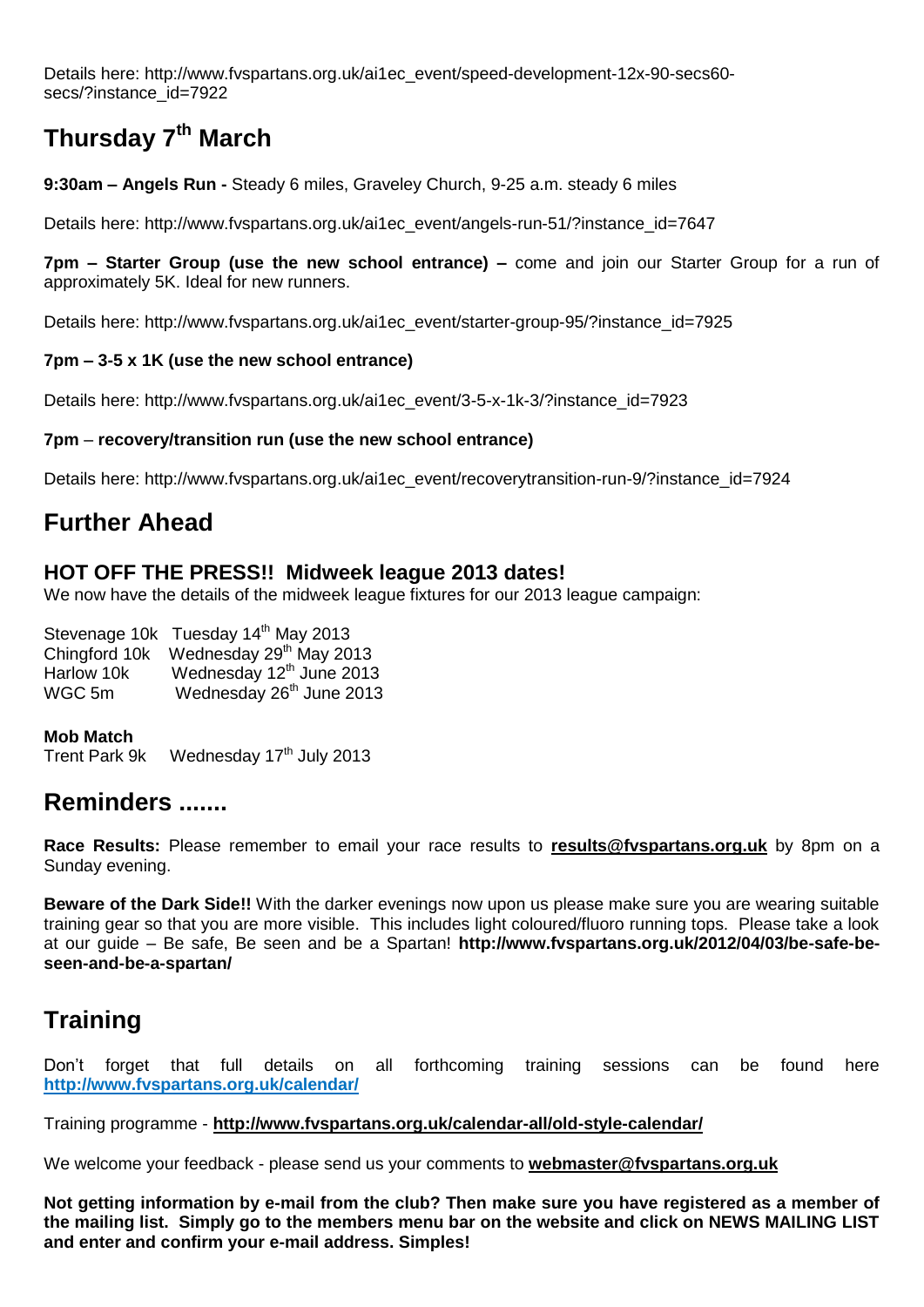Details here: http://www.fvspartans.org.uk/ai1ec_event/speed-development-12x-90-secs60-secs/?instance_id=7922

## Thursday 7th March

**9:30am – Angels Run -** Steady 6 miles, Graveley Church, 9-25 a.m. steady 6 miles

Details here: http://www.fvspartans.org.uk/ai1ec_event/angels-run-51/?instance_id=7647

**7pm – Starter Group (use the new school entrance) –** come and join our Starter Group for a run of approximately 5K. Ideal for new runners.

Details here: http://www.fvspartans.org.uk/ai1ec_event/starter-group-95/?instance_id=7925

**7pm – 3-5 x 1K (use the new school entrance)**

Details here: http://www.fvspartans.org.uk/ai1ec_event/3-5-x-1k-3/?instance_id=7923

**7pm – recovery/transition run (use the new school entrance)**

Details here: http://www.fvspartans.org.uk/ai1ec_event/recoverytransition-run-9/?instance_id=7924

## Further Ahead

### HOT OFF THE PRESS!! Midweek league 2013 dates!

We now have the details of the midweek league fixtures for our 2013 league campaign:

| | |
|---|---|
| Stevenage 10k | Tuesday 14th May 2013 |
| Chingford 10k | Wednesday 29th May 2013 |
| Harlow 10k | Wednesday 12th June 2013 |
| WGC 5m | Wednesday 26th June 2013 |

**Mob Match**

Trent Park 9k Wednesday 17th July 2013

## Reminders .......

**Race Results:** Please remember to email your race results to **results@fvspartans.org.uk** by 8pm on a Sunday evening.

**Beware of the Dark Side!!** With the darker evenings now upon us please make sure you are wearing suitable training gear so that you are more visible. This includes light coloured/fluoro running tops. Please take a look at our guide – Be safe, Be seen and be a Spartan! **http://www.fvspartans.org.uk/2012/04/03/be-safe-be-seen-and-be-a-spartan/**

## Training

Don't forget that full details on all forthcoming training sessions can be found here **http://www.fvspartans.org.uk/calendar/**

Training programme - **http://www.fvspartans.org.uk/calendar-all/old-style-calendar/**

We welcome your feedback - please send us your comments to **webmaster@fvspartans.org.uk**

**Not getting information by e-mail from the club? Then make sure you have registered as a member of the mailing list. Simply go to the members menu bar on the website and click on NEWS MAILING LIST and enter and confirm your e-mail address. Simples!**